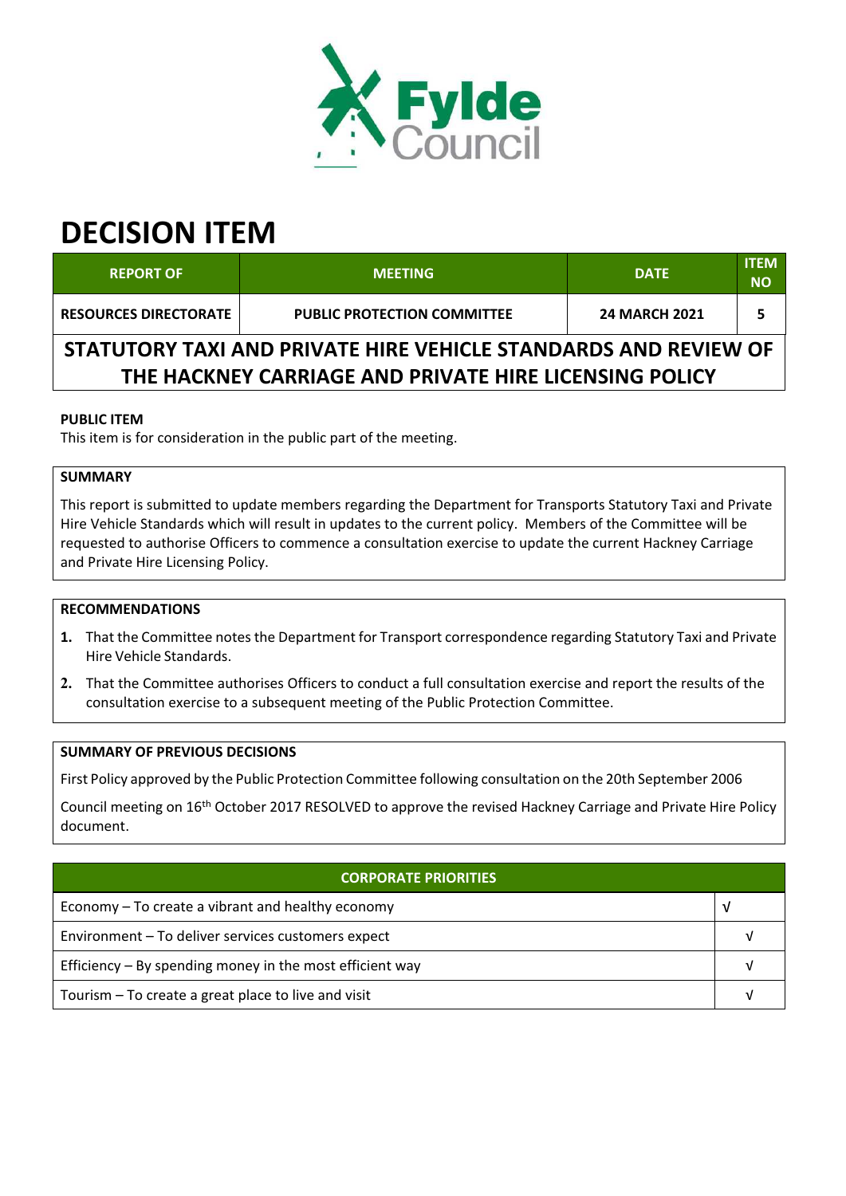Fylde Council

# DECISION ITEM

| REPORT OF | MEETING | DATE | ITEM NO |
|---|---|---|---|
| RESOURCES DIRECTORATE | PUBLIC PROTECTION COMMITTEE | 24 MARCH 2021 | 5 |

## STATUTORY TAXI AND PRIVATE HIRE VEHICLE STANDARDS AND REVIEW OF THE HACKNEY CARRIAGE AND PRIVATE HIRE LICENSING POLICY

**PUBLIC ITEM**

This item is for consideration in the public part of the meeting.

**SUMMARY**

This report is submitted to update members regarding the Department for Transports Statutory Taxi and Private Hire Vehicle Standards which will result in updates to the current policy. Members of the Committee will be requested to authorise Officers to commence a consultation exercise to update the current Hackney Carriage and Private Hire Licensing Policy.

**RECOMMENDATIONS**

1. That the Committee notes the Department for Transport correspondence regarding Statutory Taxi and Private Hire Vehicle Standards.
2. That the Committee authorises Officers to conduct a full consultation exercise and report the results of the consultation exercise to a subsequent meeting of the Public Protection Committee.

**SUMMARY OF PREVIOUS DECISIONS**

First Policy approved by the Public Protection Committee following consultation on the 20th September 2006

Council meeting on 16th October 2017 RESOLVED to approve the revised Hackney Carriage and Private Hire Policy document.

| CORPORATE PRIORITIES | |
|---|---|
| Economy – To create a vibrant and healthy economy | √ |
| Environment – To deliver services customers expect | √ |
| Efficiency – By spending money in the most efficient way | √ |
| Tourism – To create a great place to live and visit | √ |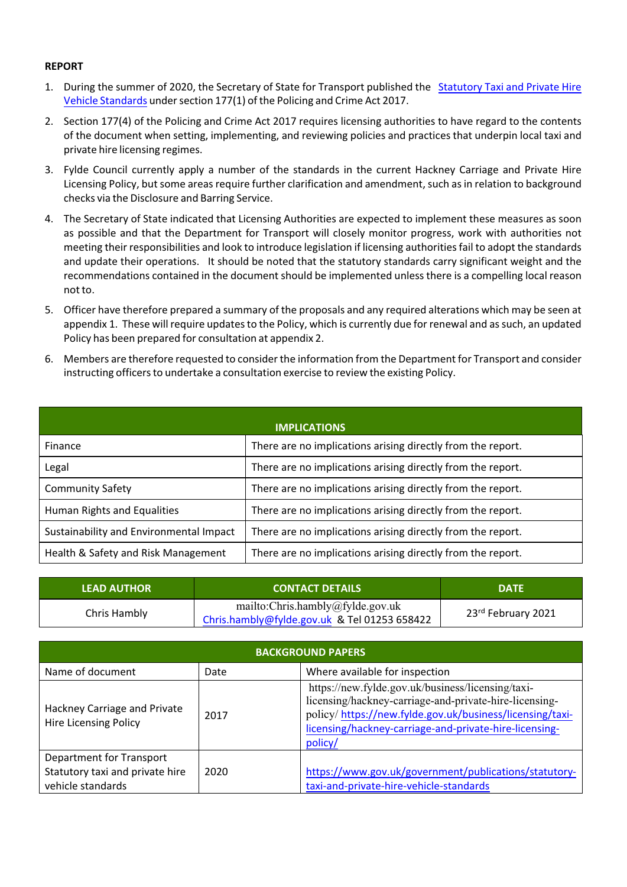**REPORT**

1. During the summer of 2020, the Secretary of State for Transport published the Statutory Taxi and Private Hire Vehicle Standards under section 177(1) of the Policing and Crime Act 2017.
2. Section 177(4) of the Policing and Crime Act 2017 requires licensing authorities to have regard to the contents of the document when setting, implementing, and reviewing policies and practices that underpin local taxi and private hire licensing regimes.
3. Fylde Council currently apply a number of the standards in the current Hackney Carriage and Private Hire Licensing Policy, but some areas require further clarification and amendment, such as in relation to background checks via the Disclosure and Barring Service.
4. The Secretary of State indicated that Licensing Authorities are expected to implement these measures as soon as possible and that the Department for Transport will closely monitor progress, work with authorities not meeting their responsibilities and look to introduce legislation if licensing authorities fail to adopt the standards and update their operations. It should be noted that the statutory standards carry significant weight and the recommendations contained in the document should be implemented unless there is a compelling local reason not to.
5. Officer have therefore prepared a summary of the proposals and any required alterations which may be seen at appendix 1. These will require updates to the Policy, which is currently due for renewal and as such, an updated Policy has been prepared for consultation at appendix 2.
6. Members are therefore requested to consider the information from the Department for Transport and consider instructing officers to undertake a consultation exercise to review the existing Policy.

| IMPLICATIONS | |
|---|---|
| Finance | There are no implications arising directly from the report. |
| Legal | There are no implications arising directly from the report. |
| Community Safety | There are no implications arising directly from the report. |
| Human Rights and Equalities | There are no implications arising directly from the report. |
| Sustainability and Environmental Impact | There are no implications arising directly from the report. |
| Health & Safety and Risk Management | There are no implications arising directly from the report. |

| LEAD AUTHOR | CONTACT DETAILS | DATE |
|---|---|---|
| Chris Hambly | mailto:Chris.hambly@fylde.gov.uk Chris.hambly@fylde.gov.uk & Tel 01253 658422 | 23rd February 2021 |

| BACKGROUND PAPERS | | |
|---|---|---|
| Name of document | Date | Where available for inspection |
| Hackney Carriage and Private Hire Licensing Policy | 2017 | https://new.fylde.gov.uk/business/licensing/taxi-licensing/hackney-carriage-and-private-hire-licensing-policy/ https://new.fylde.gov.uk/business/licensing/taxi-licensing/hackney-carriage-and-private-hire-licensing-policy/ |
| Department for Transport Statutory taxi and private hire vehicle standards | 2020 | https://www.gov.uk/government/publications/statutory-taxi-and-private-hire-vehicle-standards |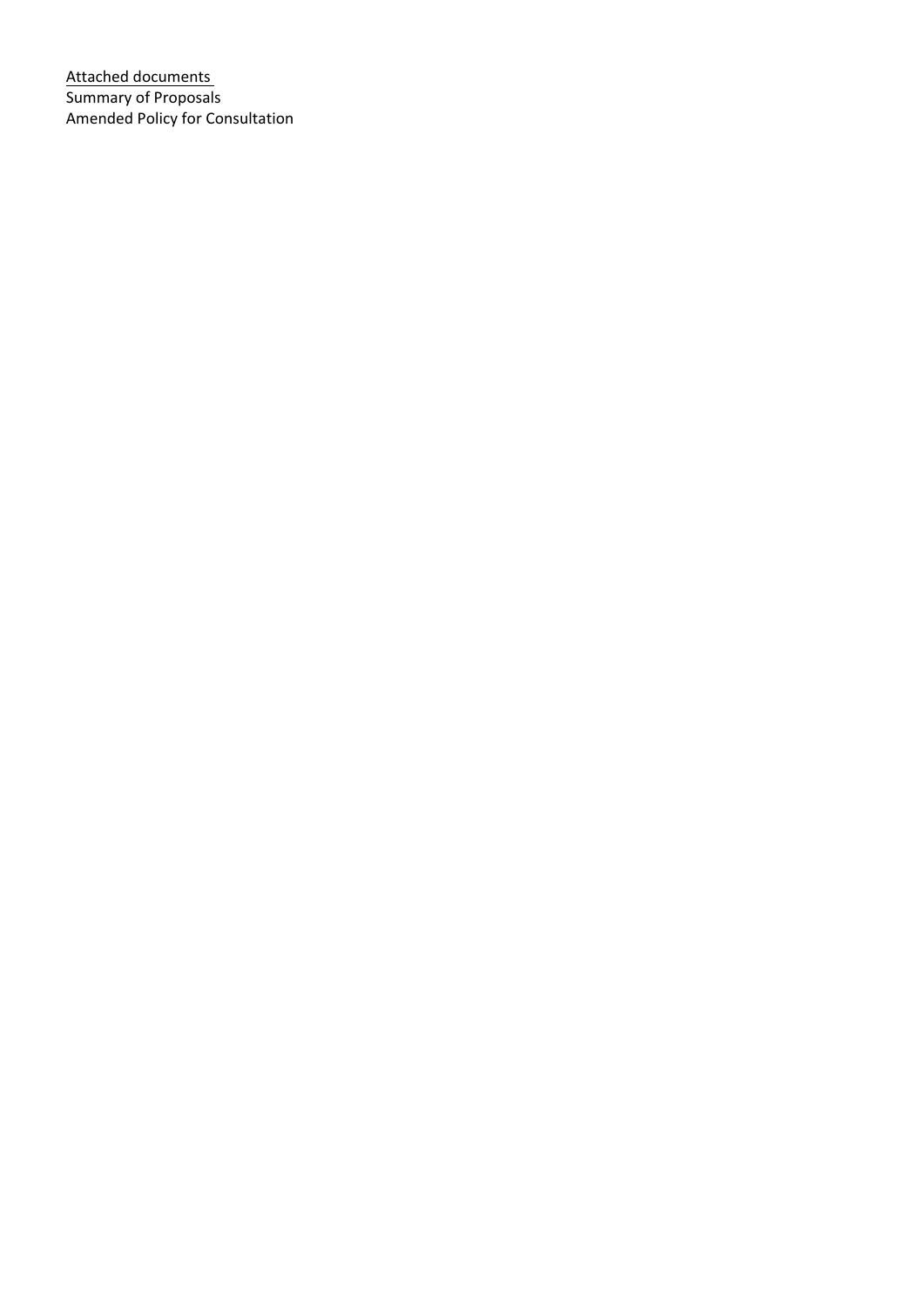Attached documents

Summary of Proposals

Amended Policy for Consultation